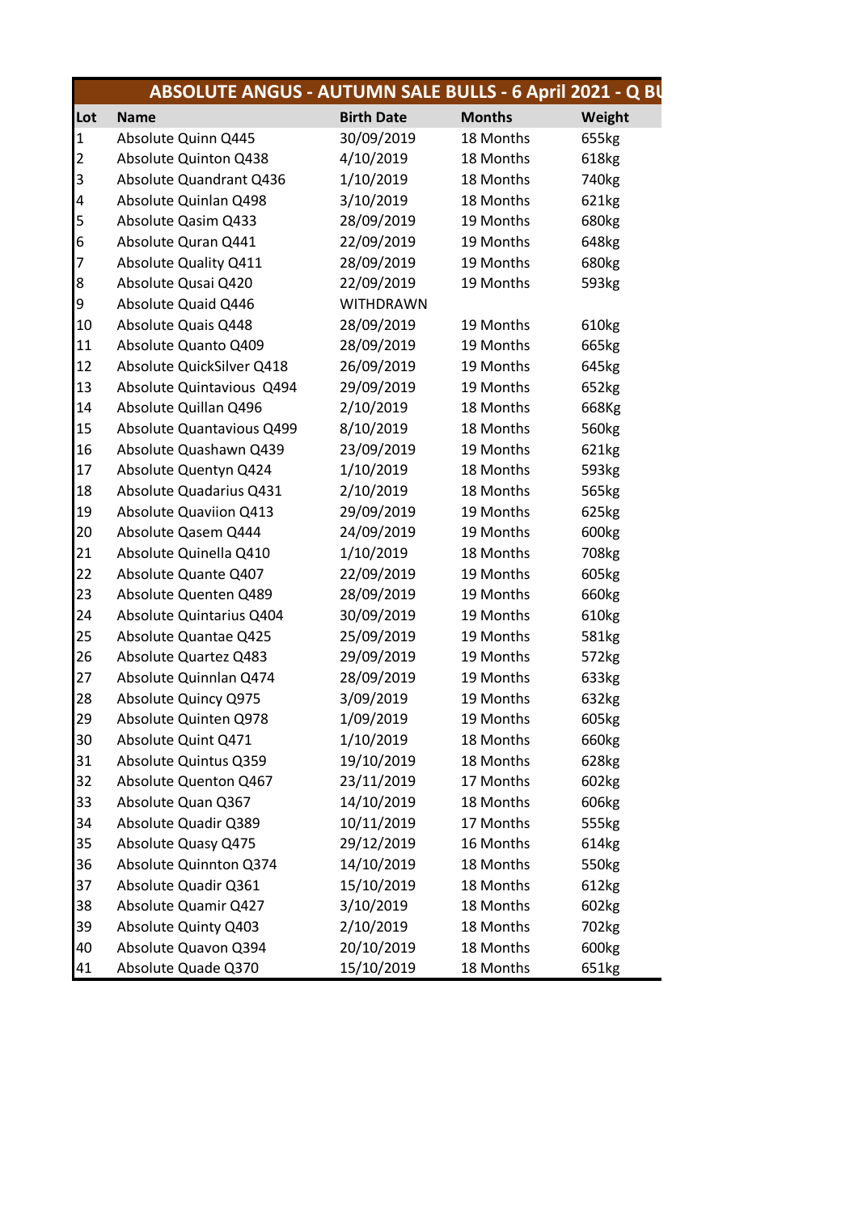| ABSOLUTE ANGUS - AUTUMN SALE BULLS - 6 April 2021 - Q BU | | | | |
|---|---|---|---|---|
| **Lot** | **Name** | **Birth Date** | **Months** | **Weight** |
| 1 | Absolute Quinn Q445 | 30/09/2019 | 18 Months | 655kg |
| 2 | Absolute Quinton Q438 | 4/10/2019 | 18 Months | 618kg |
| 3 | Absolute Quandrant Q436 | 1/10/2019 | 18 Months | 740kg |
| 4 | Absolute Quinlan Q498 | 3/10/2019 | 18 Months | 621kg |
| 5 | Absolute Qasim Q433 | 28/09/2019 | 19 Months | 680kg |
| 6 | Absolute Quran Q441 | 22/09/2019 | 19 Months | 648kg |
| 7 | Absolute Quality Q411 | 28/09/2019 | 19 Months | 680kg |
| 8 | Absolute Qusai Q420 | 22/09/2019 | 19 Months | 593kg |
| 9 | Absolute Quaid Q446 | WITHDRAWN | | |
| 10 | Absolute Quais Q448 | 28/09/2019 | 19 Months | 610kg |
| 11 | Absolute Quanto Q409 | 28/09/2019 | 19 Months | 665kg |
| 12 | Absolute QuickSilver Q418 | 26/09/2019 | 19 Months | 645kg |
| 13 | Absolute Quintavious Q494 | 29/09/2019 | 19 Months | 652kg |
| 14 | Absolute Quillan Q496 | 2/10/2019 | 18 Months | 668Kg |
| 15 | Absolute Quantavious Q499 | 8/10/2019 | 18 Months | 560kg |
| 16 | Absolute Quashawn Q439 | 23/09/2019 | 19 Months | 621kg |
| 17 | Absolute Quentyn Q424 | 1/10/2019 | 18 Months | 593kg |
| 18 | Absolute Quadarius Q431 | 2/10/2019 | 18 Months | 565kg |
| 19 | Absolute Quaviion Q413 | 29/09/2019 | 19 Months | 625kg |
| 20 | Absolute Qasem Q444 | 24/09/2019 | 19 Months | 600kg |
| 21 | Absolute Quinella Q410 | 1/10/2019 | 18 Months | 708kg |
| 22 | Absolute Quante Q407 | 22/09/2019 | 19 Months | 605kg |
| 23 | Absolute Quenten Q489 | 28/09/2019 | 19 Months | 660kg |
| 24 | Absolute Quintarius Q404 | 30/09/2019 | 19 Months | 610kg |
| 25 | Absolute Quantae Q425 | 25/09/2019 | 19 Months | 581kg |
| 26 | Absolute Quartez Q483 | 29/09/2019 | 19 Months | 572kg |
| 27 | Absolute Quinnlan Q474 | 28/09/2019 | 19 Months | 633kg |
| 28 | Absolute Quincy Q975 | 3/09/2019 | 19 Months | 632kg |
| 29 | Absolute Quinten Q978 | 1/09/2019 | 19 Months | 605kg |
| 30 | Absolute Quint Q471 | 1/10/2019 | 18 Months | 660kg |
| 31 | Absolute Quintus Q359 | 19/10/2019 | 18 Months | 628kg |
| 32 | Absolute Quenton Q467 | 23/11/2019 | 17 Months | 602kg |
| 33 | Absolute Quan Q367 | 14/10/2019 | 18 Months | 606kg |
| 34 | Absolute Quadir Q389 | 10/11/2019 | 17 Months | 555kg |
| 35 | Absolute Quasy Q475 | 29/12/2019 | 16 Months | 614kg |
| 36 | Absolute Quinnton Q374 | 14/10/2019 | 18 Months | 550kg |
| 37 | Absolute Quadir Q361 | 15/10/2019 | 18 Months | 612kg |
| 38 | Absolute Quamir Q427 | 3/10/2019 | 18 Months | 602kg |
| 39 | Absolute Quinty Q403 | 2/10/2019 | 18 Months | 702kg |
| 40 | Absolute Quavon Q394 | 20/10/2019 | 18 Months | 600kg |
| 41 | Absolute Quade Q370 | 15/10/2019 | 18 Months | 651kg |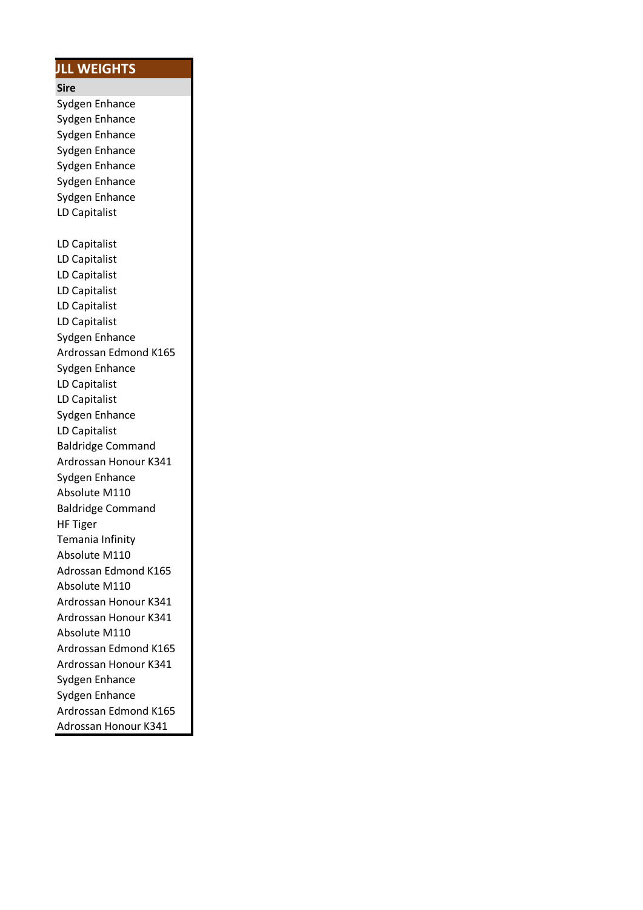| ULL WEIGHTS |
| --- |
| **Sire** |
| Sydgen Enhance |
| Sydgen Enhance |
| Sydgen Enhance |
| Sydgen Enhance |
| Sydgen Enhance |
| Sydgen Enhance |
| Sydgen Enhance |
| LD Capitalist |
| |
| LD Capitalist |
| LD Capitalist |
| LD Capitalist |
| LD Capitalist |
| LD Capitalist |
| LD Capitalist |
| Sydgen Enhance |
| Ardrossan Edmond K165 |
| Sydgen Enhance |
| LD Capitalist |
| LD Capitalist |
| Sydgen Enhance |
| LD Capitalist |
| Baldridge Command |
| Ardrossan Honour K341 |
| Sydgen Enhance |
| Absolute M110 |
| Baldridge Command |
| HF Tiger |
| Temania Infinity |
| Absolute M110 |
| Adrossan Edmond K165 |
| Absolute M110 |
| Ardrossan Honour K341 |
| Ardrossan Honour K341 |
| Absolute M110 |
| Ardrossan Edmond K165 |
| Ardrossan Honour K341 |
| Sydgen Enhance |
| Sydgen Enhance |
| Ardrossan Edmond K165 |
| Adrossan Honour K341 |